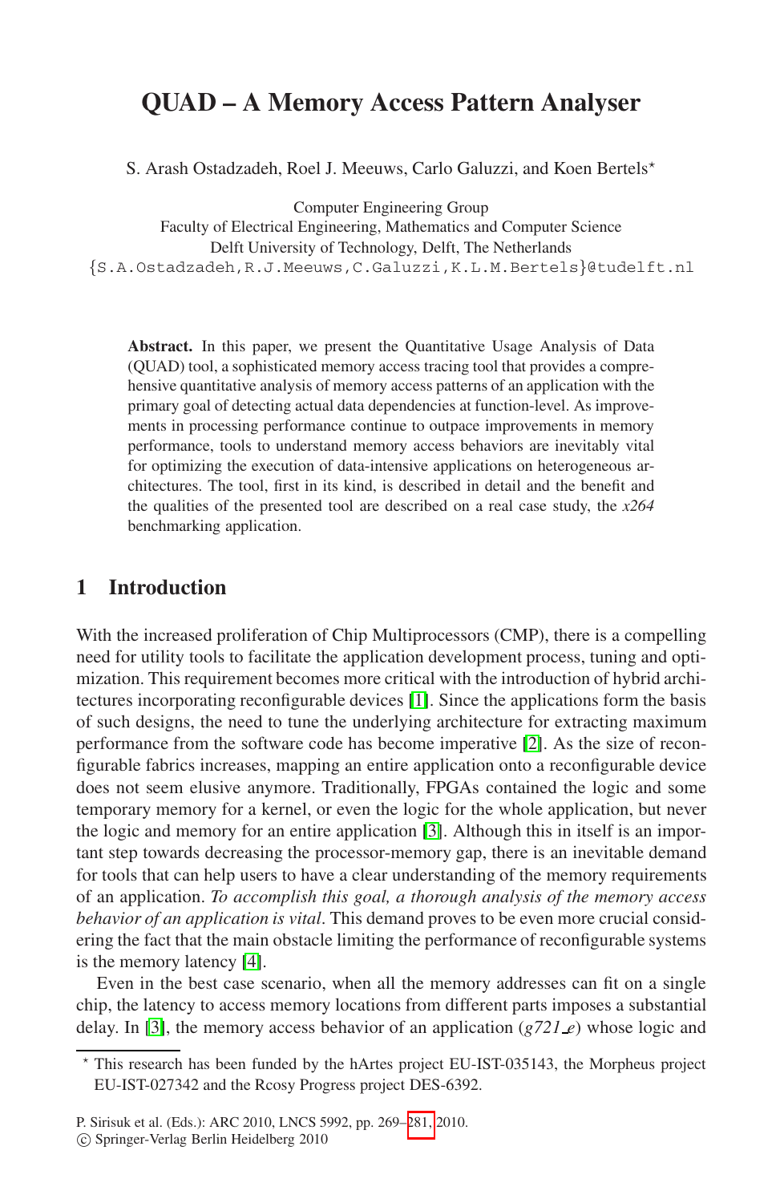# QUAD – A Memory Access Pattern Analyser

S. Arash Ostadzadeh, Roel J. Meeuws, Carlo Galuzzi, and Koen Bertels*

Computer Engineering Group
Faculty of Electrical Engineering, Mathematics and Computer Science
Delft University of Technology, Delft, The Netherlands
{S.A.Ostadzadeh,R.J.Meeuws,C.Galuzzi,K.L.M.Bertels}@tudelft.nl

**Abstract.** In this paper, we present the Quantitative Usage Analysis of Data (QUAD) tool, a sophisticated memory access tracing tool that provides a comprehensive quantitative analysis of memory access patterns of an application with the primary goal of detecting actual data dependencies at function-level. As improvements in processing performance continue to outpace improvements in memory performance, tools to understand memory access behaviors are inevitably vital for optimizing the execution of data-intensive applications on heterogeneous architectures. The tool, first in its kind, is described in detail and the benefit and the qualities of the presented tool are described on a real case study, the *x264* benchmarking application.

## 1 Introduction

With the increased proliferation of Chip Multiprocessors (CMP), there is a compelling need for utility tools to facilitate the application development process, tuning and optimization. This requirement becomes more critical with the introduction of hybrid architectures incorporating reconfigurable devices [1]. Since the applications form the basis of such designs, the need to tune the underlying architecture for extracting maximum performance from the software code has become imperative [2]. As the size of reconfigurable fabrics increases, mapping an entire application onto a reconfigurable device does not seem elusive anymore. Traditionally, FPGAs contained the logic and some temporary memory for a kernel, or even the logic for the whole application, but never the logic and memory for an entire application [3]. Although this in itself is an important step towards decreasing the processor-memory gap, there is an inevitable demand for tools that can help users to have a clear understanding of the memory requirements of an application. *To accomplish this goal, a thorough analysis of the memory access behavior of an application is vital*. This demand proves to be even more crucial considering the fact that the main obstacle limiting the performance of reconfigurable systems is the memory latency [4].

Even in the best case scenario, when all the memory addresses can fit on a single chip, the latency to access memory locations from different parts imposes a substantial delay. In [3], the memory access behavior of an application (*g721_e*) whose logic and

---

* This research has been funded by the hArtes project EU-IST-035143, the Morpheus project EU-IST-027342 and the Rcosy Progress project DES-6392.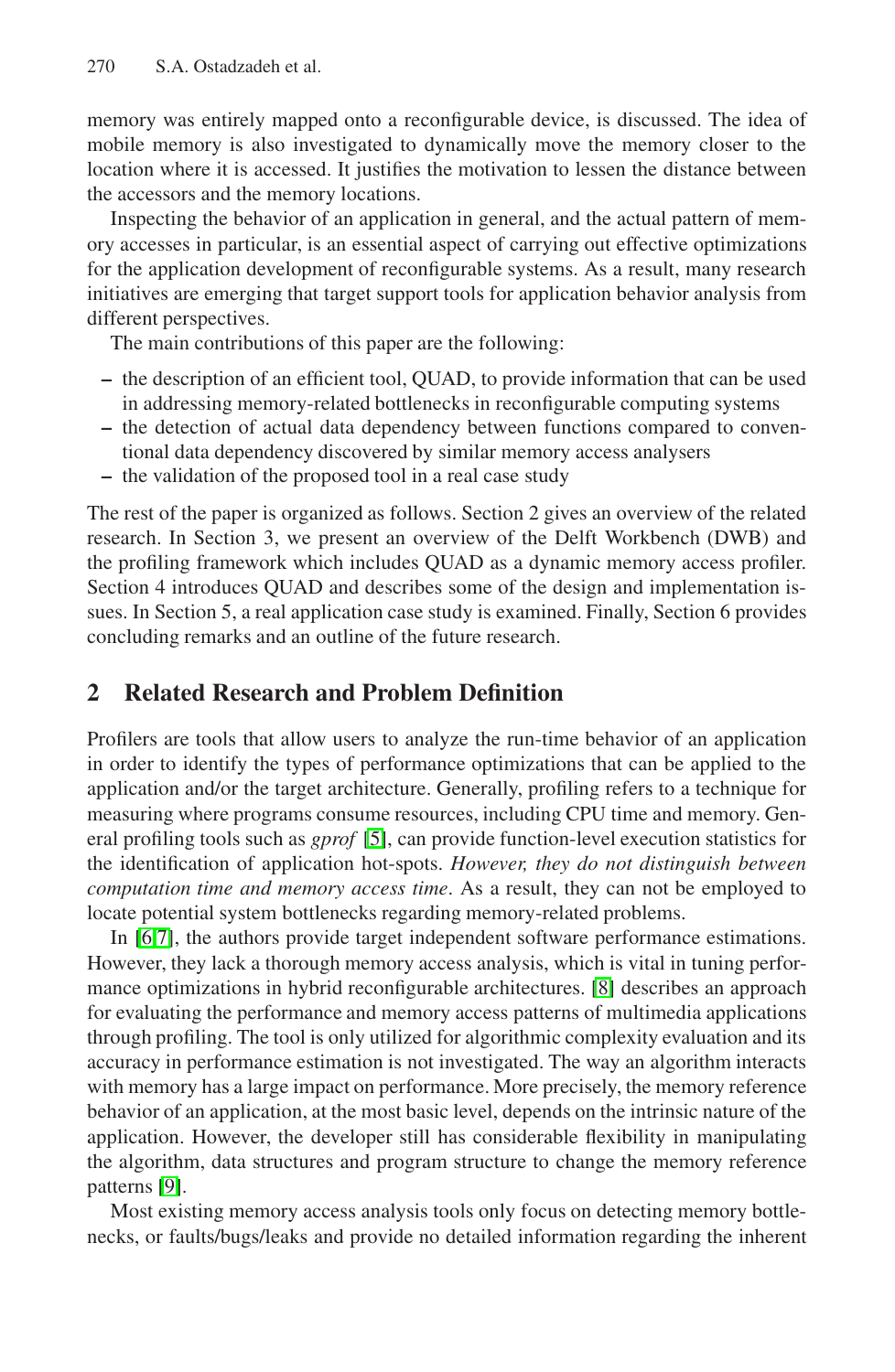memory was entirely mapped onto a reconfigurable device, is discussed. The idea of mobile memory is also investigated to dynamically move the memory closer to the location where it is accessed. It justifies the motivation to lessen the distance between the accessors and the memory locations.

Inspecting the behavior of an application in general, and the actual pattern of memory accesses in particular, is an essential aspect of carrying out effective optimizations for the application development of reconfigurable systems. As a result, many research initiatives are emerging that target support tools for application behavior analysis from different perspectives.

The main contributions of this paper are the following:

- the description of an efficient tool, QUAD, to provide information that can be used in addressing memory-related bottlenecks in reconfigurable computing systems
- the detection of actual data dependency between functions compared to conventional data dependency discovered by similar memory access analysers
- the validation of the proposed tool in a real case study

The rest of the paper is organized as follows. Section 2 gives an overview of the related research. In Section 3, we present an overview of the Delft Workbench (DWB) and the profiling framework which includes QUAD as a dynamic memory access profiler. Section 4 introduces QUAD and describes some of the design and implementation issues. In Section 5, a real application case study is examined. Finally, Section 6 provides concluding remarks and an outline of the future research.

## 2 Related Research and Problem Definition

Profilers are tools that allow users to analyze the run-time behavior of an application in order to identify the types of performance optimizations that can be applied to the application and/or the target architecture. Generally, profiling refers to a technique for measuring where programs consume resources, including CPU time and memory. General profiling tools such as *gprof* [5], can provide function-level execution statistics for the identification of application hot-spots. *However, they do not distinguish between computation time and memory access time*. As a result, they can not be employed to locate potential system bottlenecks regarding memory-related problems.

In [6,7], the authors provide target independent software performance estimations. However, they lack a thorough memory access analysis, which is vital in tuning performance optimizations in hybrid reconfigurable architectures. [8] describes an approach for evaluating the performance and memory access patterns of multimedia applications through profiling. The tool is only utilized for algorithmic complexity evaluation and its accuracy in performance estimation is not investigated. The way an algorithm interacts with memory has a large impact on performance. More precisely, the memory reference behavior of an application, at the most basic level, depends on the intrinsic nature of the application. However, the developer still has considerable flexibility in manipulating the algorithm, data structures and program structure to change the memory reference patterns [9].

Most existing memory access analysis tools only focus on detecting memory bottlenecks, or faults/bugs/leaks and provide no detailed information regarding the inherent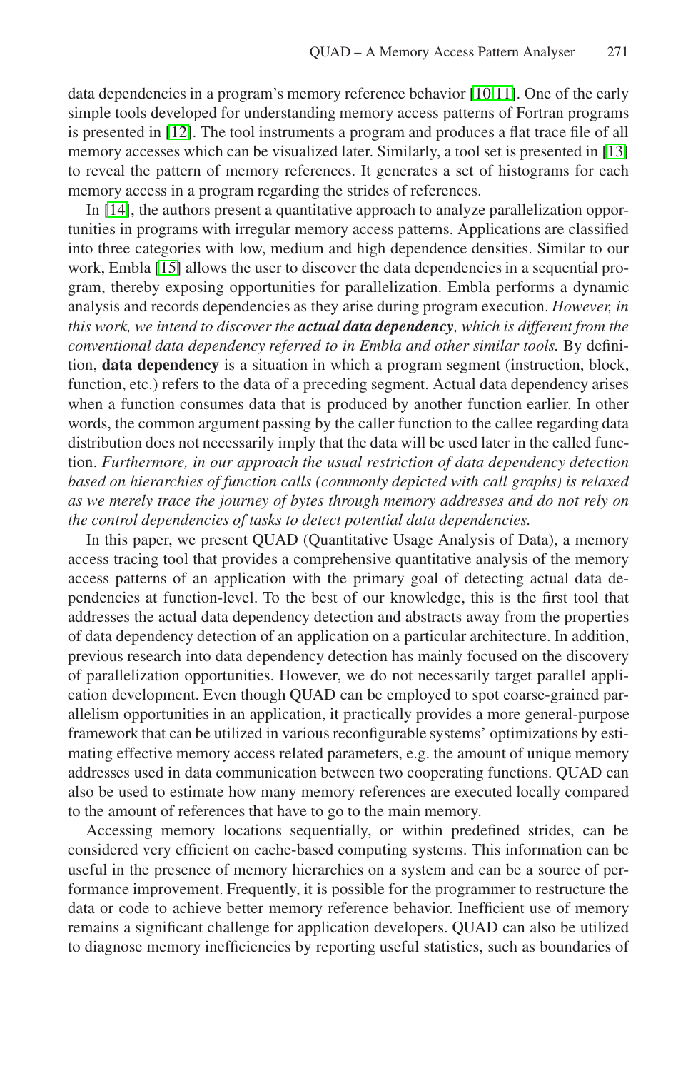data dependencies in a program's memory reference behavior [10,11]. One of the early simple tools developed for understanding memory access patterns of Fortran programs is presented in [12]. The tool instruments a program and produces a flat trace file of all memory accesses which can be visualized later. Similarly, a tool set is presented in [13] to reveal the pattern of memory references. It generates a set of histograms for each memory access in a program regarding the strides of references.

In [14], the authors present a quantitative approach to analyze parallelization opportunities in programs with irregular memory access patterns. Applications are classified into three categories with low, medium and high dependence densities. Similar to our work, Embla [15] allows the user to discover the data dependencies in a sequential program, thereby exposing opportunities for parallelization. Embla performs a dynamic analysis and records dependencies as they arise during program execution. *However, in this work, we intend to discover the* ***actual data dependency****, which is different from the conventional data dependency referred to in Embla and other similar tools.* By definition, **data dependency** is a situation in which a program segment (instruction, block, function, etc.) refers to the data of a preceding segment. Actual data dependency arises when a function consumes data that is produced by another function earlier. In other words, the common argument passing by the caller function to the callee regarding data distribution does not necessarily imply that the data will be used later in the called function. *Furthermore, in our approach the usual restriction of data dependency detection based on hierarchies of function calls (commonly depicted with call graphs) is relaxed as we merely trace the journey of bytes through memory addresses and do not rely on the control dependencies of tasks to detect potential data dependencies.*

In this paper, we present QUAD (Quantitative Usage Analysis of Data), a memory access tracing tool that provides a comprehensive quantitative analysis of the memory access patterns of an application with the primary goal of detecting actual data dependencies at function-level. To the best of our knowledge, this is the first tool that addresses the actual data dependency detection and abstracts away from the properties of data dependency detection of an application on a particular architecture. In addition, previous research into data dependency detection has mainly focused on the discovery of parallelization opportunities. However, we do not necessarily target parallel application development. Even though QUAD can be employed to spot coarse-grained parallelism opportunities in an application, it practically provides a more general-purpose framework that can be utilized in various reconfigurable systems' optimizations by estimating effective memory access related parameters, e.g. the amount of unique memory addresses used in data communication between two cooperating functions. QUAD can also be used to estimate how many memory references are executed locally compared to the amount of references that have to go to the main memory.

Accessing memory locations sequentially, or within predefined strides, can be considered very efficient on cache-based computing systems. This information can be useful in the presence of memory hierarchies on a system and can be a source of performance improvement. Frequently, it is possible for the programmer to restructure the data or code to achieve better memory reference behavior. Inefficient use of memory remains a significant challenge for application developers. QUAD can also be utilized to diagnose memory inefficiencies by reporting useful statistics, such as boundaries of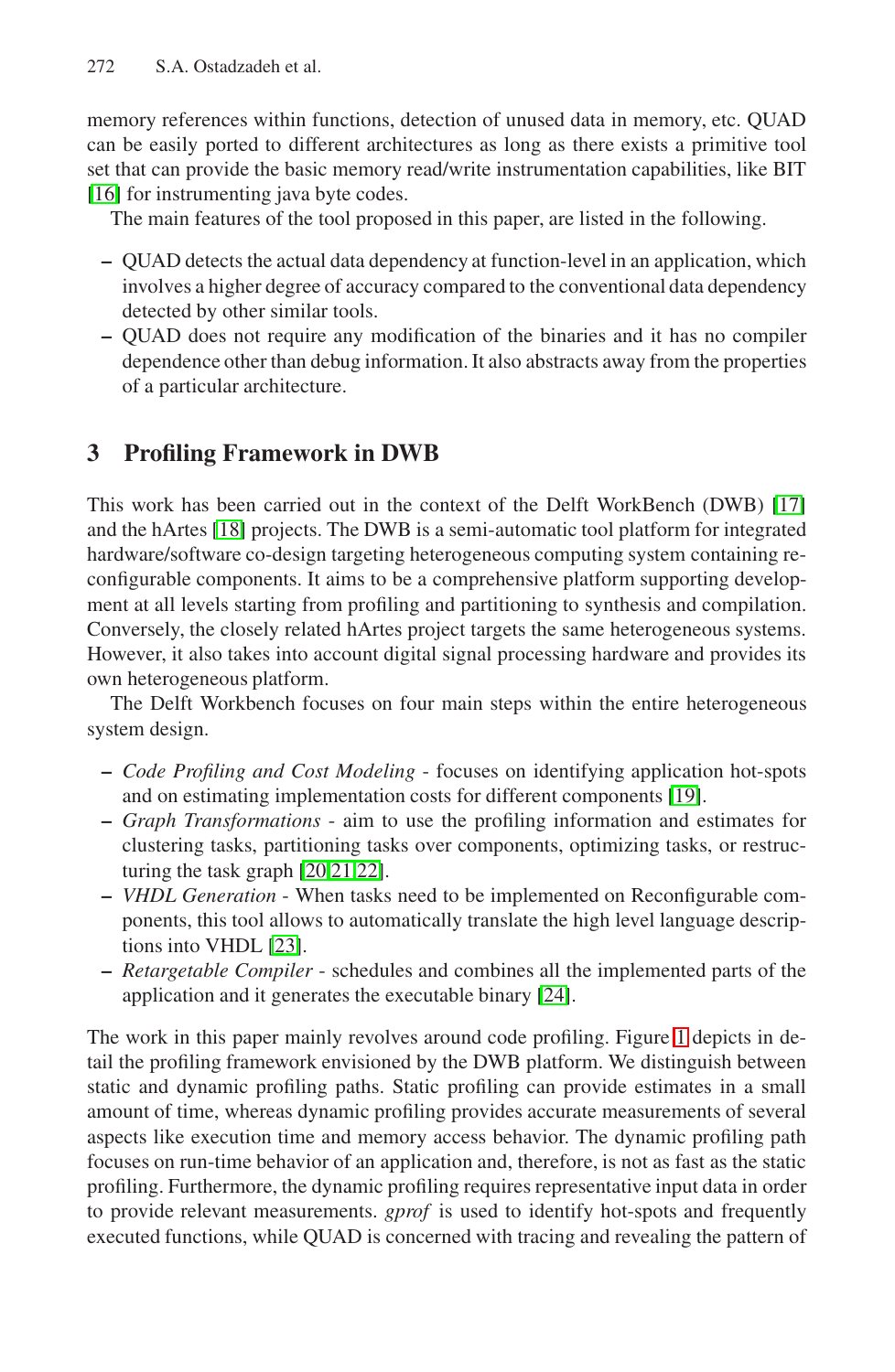memory references within functions, detection of unused data in memory, etc. QUAD can be easily ported to different architectures as long as there exists a primitive tool set that can provide the basic memory read/write instrumentation capabilities, like BIT [16] for instrumenting java byte codes.

The main features of the tool proposed in this paper, are listed in the following.

- QUAD detects the actual data dependency at function-level in an application, which involves a higher degree of accuracy compared to the conventional data dependency detected by other similar tools.
- QUAD does not require any modification of the binaries and it has no compiler dependence other than debug information. It also abstracts away from the properties of a particular architecture.

## 3 Profiling Framework in DWB

This work has been carried out in the context of the Delft WorkBench (DWB) [17] and the hArtes [18] projects. The DWB is a semi-automatic tool platform for integrated hardware/software co-design targeting heterogeneous computing system containing reconfigurable components. It aims to be a comprehensive platform supporting development at all levels starting from profiling and partitioning to synthesis and compilation. Conversely, the closely related hArtes project targets the same heterogeneous systems. However, it also takes into account digital signal processing hardware and provides its own heterogeneous platform.

The Delft Workbench focuses on four main steps within the entire heterogeneous system design.

- *Code Profiling and Cost Modeling* - focuses on identifying application hot-spots and on estimating implementation costs for different components [19].
- *Graph Transformations* - aim to use the profiling information and estimates for clustering tasks, partitioning tasks over components, optimizing tasks, or restructuring the task graph [20,21,22].
- *VHDL Generation* - When tasks need to be implemented on Reconfigurable components, this tool allows to automatically translate the high level language descriptions into VHDL [23].
- *Retargetable Compiler* - schedules and combines all the implemented parts of the application and it generates the executable binary [24].

The work in this paper mainly revolves around code profiling. Figure 1 depicts in detail the profiling framework envisioned by the DWB platform. We distinguish between static and dynamic profiling paths. Static profiling can provide estimates in a small amount of time, whereas dynamic profiling provides accurate measurements of several aspects like execution time and memory access behavior. The dynamic profiling path focuses on run-time behavior of an application and, therefore, is not as fast as the static profiling. Furthermore, the dynamic profiling requires representative input data in order to provide relevant measurements. *gprof* is used to identify hot-spots and frequently executed functions, while QUAD is concerned with tracing and revealing the pattern of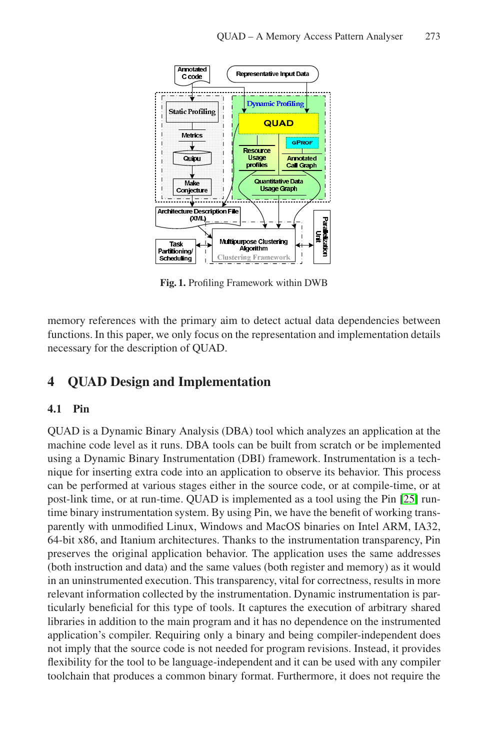Fig. 1. Profiling Framework within DWB

memory references with the primary aim to detect actual data dependencies between functions. In this paper, we only focus on the representation and implementation details necessary for the description of QUAD.

## 4 QUAD Design and Implementation

### 4.1 Pin

QUAD is a Dynamic Binary Analysis (DBA) tool which analyzes an application at the machine code level as it runs. DBA tools can be built from scratch or be implemented using a Dynamic Binary Instrumentation (DBI) framework. Instrumentation is a technique for inserting extra code into an application to observe its behavior. This process can be performed at various stages either in the source code, or at compile-time, or at post-link time, or at run-time. QUAD is implemented as a tool using the Pin [25] run-time binary instrumentation system. By using Pin, we have the benefit of working transparently with unmodified Linux, Windows and MacOS binaries on Intel ARM, IA32, 64-bit x86, and Itanium architectures. Thanks to the instrumentation transparency, Pin preserves the original application behavior. The application uses the same addresses (both instruction and data) and the same values (both register and memory) as it would in an uninstrumented execution. This transparency, vital for correctness, results in more relevant information collected by the instrumentation. Dynamic instrumentation is particularly beneficial for this type of tools. It captures the execution of arbitrary shared libraries in addition to the main program and it has no dependence on the instrumented application's compiler. Requiring only a binary and being compiler-independent does not imply that the source code is not needed for program revisions. Instead, it provides flexibility for the tool to be language-independent and it can be used with any compiler toolchain that produces a common binary format. Furthermore, it does not require the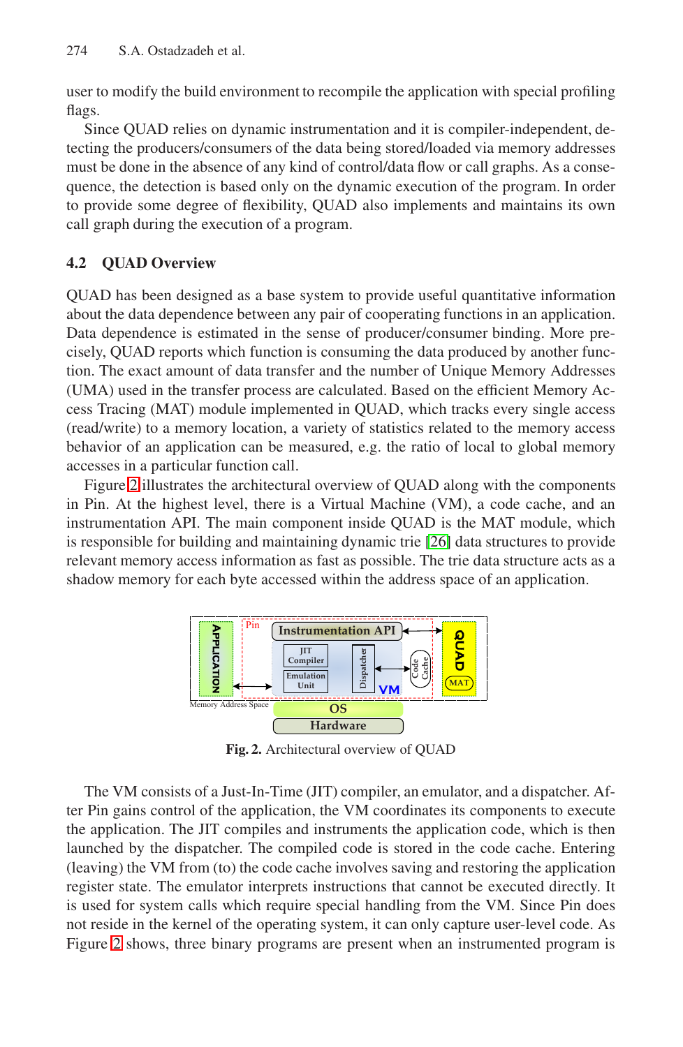user to modify the build environment to recompile the application with special profiling flags.

Since QUAD relies on dynamic instrumentation and it is compiler-independent, detecting the producers/consumers of the data being stored/loaded via memory addresses must be done in the absence of any kind of control/data flow or call graphs. As a consequence, the detection is based only on the dynamic execution of the program. In order to provide some degree of flexibility, QUAD also implements and maintains its own call graph during the execution of a program.

### 4.2 QUAD Overview

QUAD has been designed as a base system to provide useful quantitative information about the data dependence between any pair of cooperating functions in an application. Data dependence is estimated in the sense of producer/consumer binding. More precisely, QUAD reports which function is consuming the data produced by another function. The exact amount of data transfer and the number of Unique Memory Addresses (UMA) used in the transfer process are calculated. Based on the efficient Memory Access Tracing (MAT) module implemented in QUAD, which tracks every single access (read/write) to a memory location, a variety of statistics related to the memory access behavior of an application can be measured, e.g. the ratio of local to global memory accesses in a particular function call.

Figure 2 illustrates the architectural overview of QUAD along with the components in Pin. At the highest level, there is a Virtual Machine (VM), a code cache, and an instrumentation API. The main component inside QUAD is the MAT module, which is responsible for building and maintaining dynamic trie [26] data structures to provide relevant memory access information as fast as possible. The trie data structure acts as a shadow memory for each byte accessed within the address space of an application.

**Fig. 2.** Architectural overview of QUAD

The VM consists of a Just-In-Time (JIT) compiler, an emulator, and a dispatcher. After Pin gains control of the application, the VM coordinates its components to execute the application. The JIT compiles and instruments the application code, which is then launched by the dispatcher. The compiled code is stored in the code cache. Entering (leaving) the VM from (to) the code cache involves saving and restoring the application register state. The emulator interprets instructions that cannot be executed directly. It is used for system calls which require special handling from the VM. Since Pin does not reside in the kernel of the operating system, it can only capture user-level code. As Figure 2 shows, three binary programs are present when an instrumented program is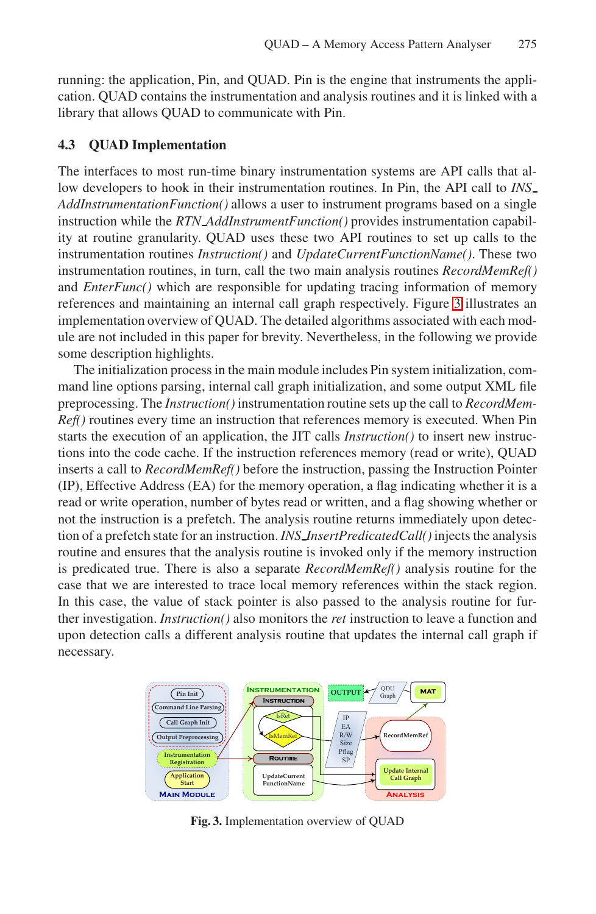running: the application, Pin, and QUAD. Pin is the engine that instruments the application. QUAD contains the instrumentation and analysis routines and it is linked with a library that allows QUAD to communicate with Pin.

### 4.3 QUAD Implementation

The interfaces to most run-time binary instrumentation systems are API calls that allow developers to hook in their instrumentation routines. In Pin, the API call to *INS_AddInstrumentationFunction()* allows a user to instrument programs based on a single instruction while the *RTN_AddInstrumentFunction()* provides instrumentation capability at routine granularity. QUAD uses these two API routines to set up calls to the instrumentation routines *Instruction()* and *UpdateCurrentFunctionName()*. These two instrumentation routines, in turn, call the two main analysis routines *RecordMemRef()* and *EnterFunc()* which are responsible for updating tracing information of memory references and maintaining an internal call graph respectively. Figure 3 illustrates an implementation overview of QUAD. The detailed algorithms associated with each module are not included in this paper for brevity. Nevertheless, in the following we provide some description highlights.

The initialization process in the main module includes Pin system initialization, command line options parsing, internal call graph initialization, and some output XML file preprocessing. The *Instruction()* instrumentation routine sets up the call to *RecordMemRef()* routines every time an instruction that references memory is executed. When Pin starts the execution of an application, the JIT calls *Instruction()* to insert new instructions into the code cache. If the instruction references memory (read or write), QUAD inserts a call to *RecordMemRef()* before the instruction, passing the Instruction Pointer (IP), Effective Address (EA) for the memory operation, a flag indicating whether it is a read or write operation, number of bytes read or written, and a flag showing whether or not the instruction is a prefetch. The analysis routine returns immediately upon detection of a prefetch state for an instruction. *INS_InsertPredicatedCall()* injects the analysis routine and ensures that the analysis routine is invoked only if the memory instruction is predicated true. There is also a separate *RecordMemRef()* analysis routine for the case that we are interested to trace local memory references within the stack region. In this case, the value of stack pointer is also passed to the analysis routine for further investigation. *Instruction()* also monitors the *ret* instruction to leave a function and upon detection calls a different analysis routine that updates the internal call graph if necessary.

**Fig. 3.** Implementation overview of QUAD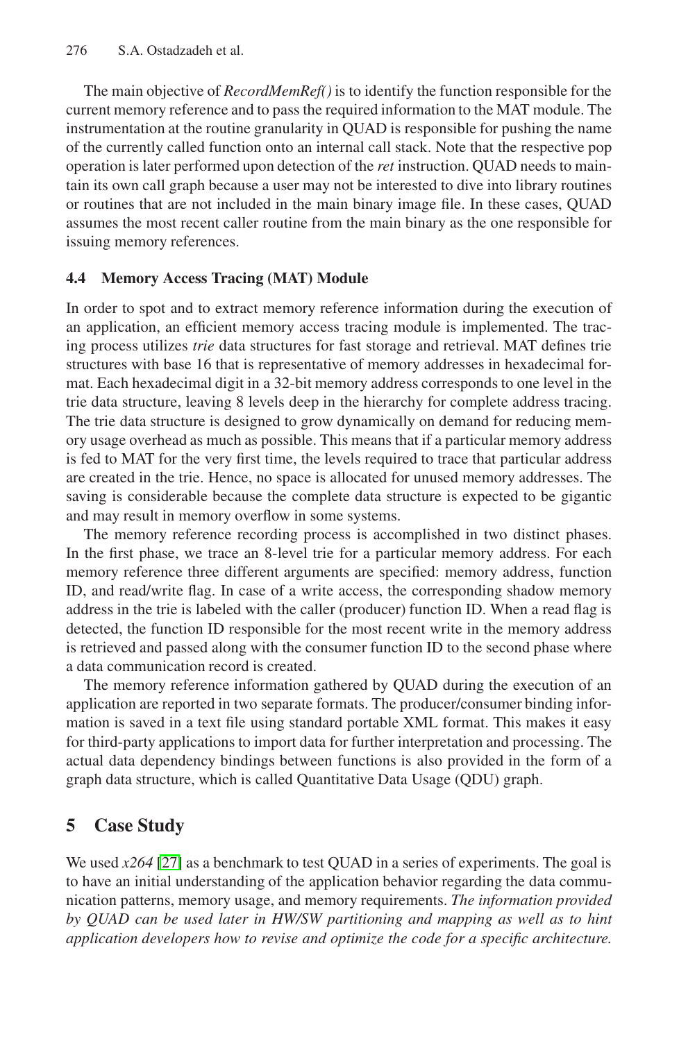The main objective of *RecordMemRef()* is to identify the function responsible for the current memory reference and to pass the required information to the MAT module. The instrumentation at the routine granularity in QUAD is responsible for pushing the name of the currently called function onto an internal call stack. Note that the respective pop operation is later performed upon detection of the *ret* instruction. QUAD needs to maintain its own call graph because a user may not be interested to dive into library routines or routines that are not included in the main binary image file. In these cases, QUAD assumes the most recent caller routine from the main binary as the one responsible for issuing memory references.

### 4.4 Memory Access Tracing (MAT) Module

In order to spot and to extract memory reference information during the execution of an application, an efficient memory access tracing module is implemented. The tracing process utilizes *trie* data structures for fast storage and retrieval. MAT defines trie structures with base 16 that is representative of memory addresses in hexadecimal format. Each hexadecimal digit in a 32-bit memory address corresponds to one level in the trie data structure, leaving 8 levels deep in the hierarchy for complete address tracing. The trie data structure is designed to grow dynamically on demand for reducing memory usage overhead as much as possible. This means that if a particular memory address is fed to MAT for the very first time, the levels required to trace that particular address are created in the trie. Hence, no space is allocated for unused memory addresses. The saving is considerable because the complete data structure is expected to be gigantic and may result in memory overflow in some systems.

The memory reference recording process is accomplished in two distinct phases. In the first phase, we trace an 8-level trie for a particular memory address. For each memory reference three different arguments are specified: memory address, function ID, and read/write flag. In case of a write access, the corresponding shadow memory address in the trie is labeled with the caller (producer) function ID. When a read flag is detected, the function ID responsible for the most recent write in the memory address is retrieved and passed along with the consumer function ID to the second phase where a data communication record is created.

The memory reference information gathered by QUAD during the execution of an application are reported in two separate formats. The producer/consumer binding information is saved in a text file using standard portable XML format. This makes it easy for third-party applications to import data for further interpretation and processing. The actual data dependency bindings between functions is also provided in the form of a graph data structure, which is called Quantitative Data Usage (QDU) graph.

## 5 Case Study

We used *x264* [27] as a benchmark to test QUAD in a series of experiments. The goal is to have an initial understanding of the application behavior regarding the data communication patterns, memory usage, and memory requirements. *The information provided by QUAD can be used later in HW/SW partitioning and mapping as well as to hint application developers how to revise and optimize the code for a specific architecture.*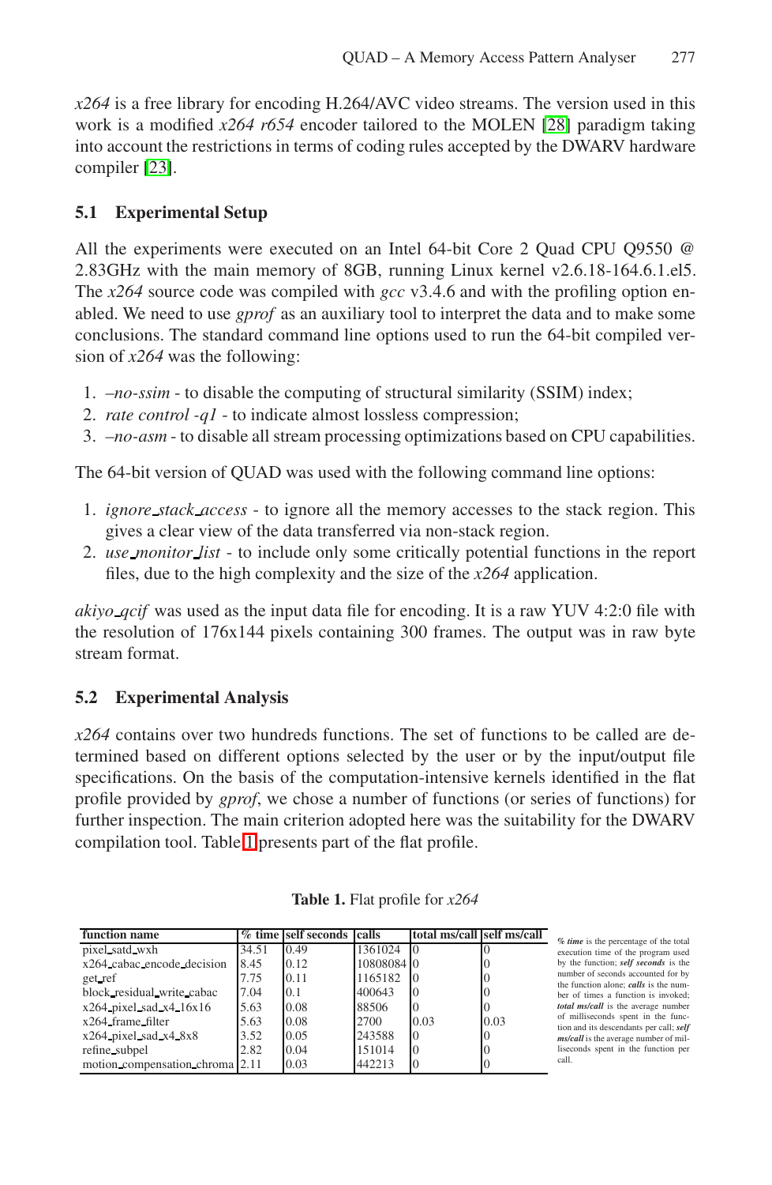*x264* is a free library for encoding H.264/AVC video streams. The version used in this work is a modified *x264 r654* encoder tailored to the MOLEN [28] paradigm taking into account the restrictions in terms of coding rules accepted by the DWARV hardware compiler [23].

### 5.1 Experimental Setup

All the experiments were executed on an Intel 64-bit Core 2 Quad CPU Q9550 @ 2.83GHz with the main memory of 8GB, running Linux kernel v2.6.18-164.6.1.el5. The *x264* source code was compiled with *gcc* v3.4.6 and with the profiling option enabled. We need to use *gprof* as an auxiliary tool to interpret the data and to make some conclusions. The standard command line options used to run the 64-bit compiled version of *x264* was the following:

1. *–no-ssim* - to disable the computing of structural similarity (SSIM) index;
2. *rate control -q1* - to indicate almost lossless compression;
3. *–no-asm* - to disable all stream processing optimizations based on CPU capabilities.

The 64-bit version of QUAD was used with the following command line options:

1. *ignore_stack_access* - to ignore all the memory accesses to the stack region. This gives a clear view of the data transferred via non-stack region.
2. *use_monitor_list* - to include only some critically potential functions in the report files, due to the high complexity and the size of the *x264* application.

*akiyo_qcif* was used as the input data file for encoding. It is a raw YUV 4:2:0 file with the resolution of 176x144 pixels containing 300 frames. The output was in raw byte stream format.

### 5.2 Experimental Analysis

*x264* contains over two hundreds functions. The set of functions to be called are determined based on different options selected by the user or by the input/output file specifications. On the basis of the computation-intensive kernels identified in the flat profile provided by *gprof*, we chose a number of functions (or series of functions) for further inspection. The main criterion adopted here was the suitability for the DWARV compilation tool. Table 1 presents part of the flat profile.

**Table 1.** Flat profile for *x264*

| function name | % time | self seconds | calls | total ms/call | self ms/call |
|---|---|---|---|---|---|
| pixel_satd_wxh | 34.51 | 0.49 | 1361024 | 0 | 0 |
| x264_cabac_encode_decision | 8.45 | 0.12 | 10808084 | 0 | 0 |
| get_ref | 7.75 | 0.11 | 1165182 | 0 | 0 |
| block_residual_write_cabac | 7.04 | 0.1 | 400643 | 0 | 0 |
| x264_pixel_sad_x4_16x16 | 5.63 | 0.08 | 88506 | 0 | 0 |
| x264_frame_filter | 5.63 | 0.08 | 2700 | 0.03 | 0.03 |
| x264_pixel_sad_x4_8x8 | 3.52 | 0.05 | 243588 | 0 | 0 |
| refine_subpel | 2.82 | 0.04 | 151014 | 0 | 0 |
| motion_compensation_chroma | 2.11 | 0.03 | 442213 | 0 | 0 |

***% time*** is the percentage of the total execution time of the program used by the function; ***self seconds*** is the number of seconds accounted for by the function alone; ***calls*** is the number of times a function is invoked; ***total ms/call*** is the average number of milliseconds spent in the function and its descendants per call; ***self ms/call*** is the average number of milliseconds spent in the function per call.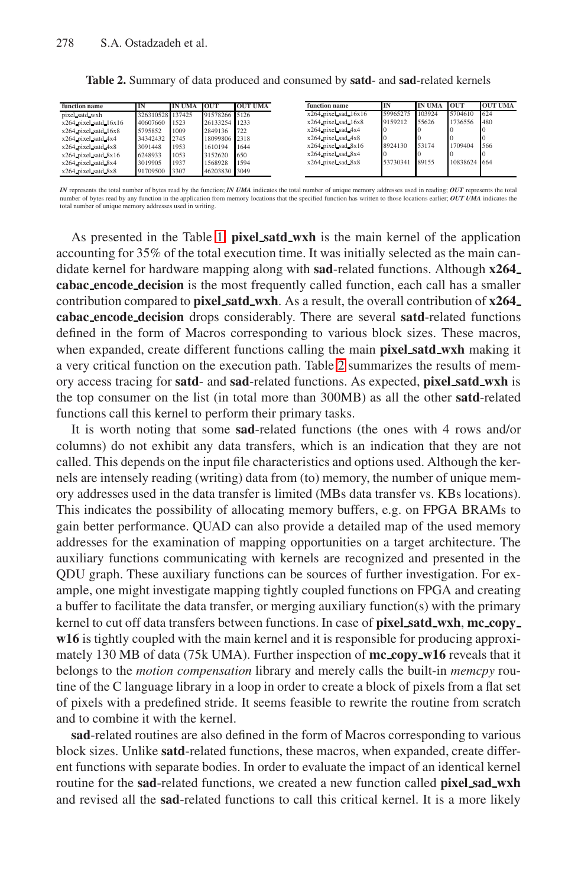**Table 2.** Summary of data produced and consumed by **satd**- and **sad**-related kernels

| function name | IN | IN UMA | OUT | OUT UMA |
|---|---|---|---|---|
| pixel_satd_wxh | 326310528 | 137425 | 91578266 | 5126 |
| x264_pixel_satd_16x16 | 40607660 | 1523 | 26133254 | 1233 |
| x264_pixel_satd_16x8 | 5795852 | 1009 | 2849136 | 722 |
| x264_pixel_satd_4x4 | 34342432 | 2745 | 18099806 | 2318 |
| x264_pixel_satd_4x8 | 3091448 | 1953 | 1610194 | 1644 |
| x264_pixel_satd_8x16 | 6248933 | 1053 | 3152620 | 650 |
| x264_pixel_satd_8x4 | 3019905 | 1937 | 1568928 | 1594 |
| x264_pixel_satd_8x8 | 91709500 | 3307 | 46203830 | 3049 |

| function name | IN | IN UMA | OUT | OUT UMA |
|---|---|---|---|---|
| x264_pixel_sad_16x16 | 59965275 | 103924 | 5704610 | 624 |
| x264_pixel_sad_16x8 | 9159212 | 55626 | 1736556 | 480 |
| x264_pixel_sad_4x4 | 0 | 0 | 0 | 0 |
| x264_pixel_sad_4x8 | 0 | 0 | 0 | 0 |
| x264_pixel_sad_8x16 | 8924130 | 53174 | 1709404 | 566 |
| x264_pixel_sad_8x4 | 0 | 0 | 0 | 0 |
| x264_pixel_sad_8x8 | 53730341 | 89155 | 10838624 | 664 |

***IN*** represents the total number of bytes read by the function; ***IN UMA*** indicates the total number of unique memory addresses used in reading; ***OUT*** represents the total number of bytes read by any function in the application from memory locations that the specified function has written to those locations earlier; ***OUT UMA*** indicates the total number of unique memory addresses used in writing.

As presented in the Table 1, **pixel_satd_wxh** is the main kernel of the application accounting for 35% of the total execution time. It was initially selected as the main candidate kernel for hardware mapping along with **sad**-related functions. Although **x264_cabac_encode_decision** is the most frequently called function, each call has a smaller contribution compared to **pixel_satd_wxh**. As a result, the overall contribution of **x264_cabac_encode_decision** drops considerably. There are several **satd**-related functions defined in the form of Macros corresponding to various block sizes. These macros, when expanded, create different functions calling the main **pixel_satd_wxh** making it a very critical function on the execution path. Table 2 summarizes the results of memory access tracing for **satd**- and **sad**-related functions. As expected, **pixel_satd_wxh** is the top consumer on the list (in total more than 300MB) as all the other **satd**-related functions call this kernel to perform their primary tasks.

It is worth noting that some **sad**-related functions (the ones with 4 rows and/or columns) do not exhibit any data transfers, which is an indication that they are not called. This depends on the input file characteristics and options used. Although the kernels are intensely reading (writing) data from (to) memory, the number of unique memory addresses used in the data transfer is limited (MBs data transfer vs. KBs locations). This indicates the possibility of allocating memory buffers, e.g. on FPGA BRAMs to gain better performance. QUAD can also provide a detailed map of the used memory addresses for the examination of mapping opportunities on a target architecture. The auxiliary functions communicating with kernels are recognized and presented in the QDU graph. These auxiliary functions can be sources of further investigation. For example, one might investigate mapping tightly coupled functions on FPGA and creating a buffer to facilitate the data transfer, or merging auxiliary function(s) with the primary kernel to cut off data transfers between functions. In case of **pixel_satd_wxh**, **mc_copy_w16** is tightly coupled with the main kernel and it is responsible for producing approximately 130 MB of data (75k UMA). Further inspection of **mc_copy_w16** reveals that it belongs to the *motion compensation* library and merely calls the built-in *memcpy* routine of the C language library in a loop in order to create a block of pixels from a flat set of pixels with a predefined stride. It seems feasible to rewrite the routine from scratch and to combine it with the kernel.

**sad**-related routines are also defined in the form of Macros corresponding to various block sizes. Unlike **satd**-related functions, these macros, when expanded, create different functions with separate bodies. In order to evaluate the impact of an identical kernel routine for the **sad**-related functions, we created a new function called **pixel_sad_wxh** and revised all the **sad**-related functions to call this critical kernel. It is a more likely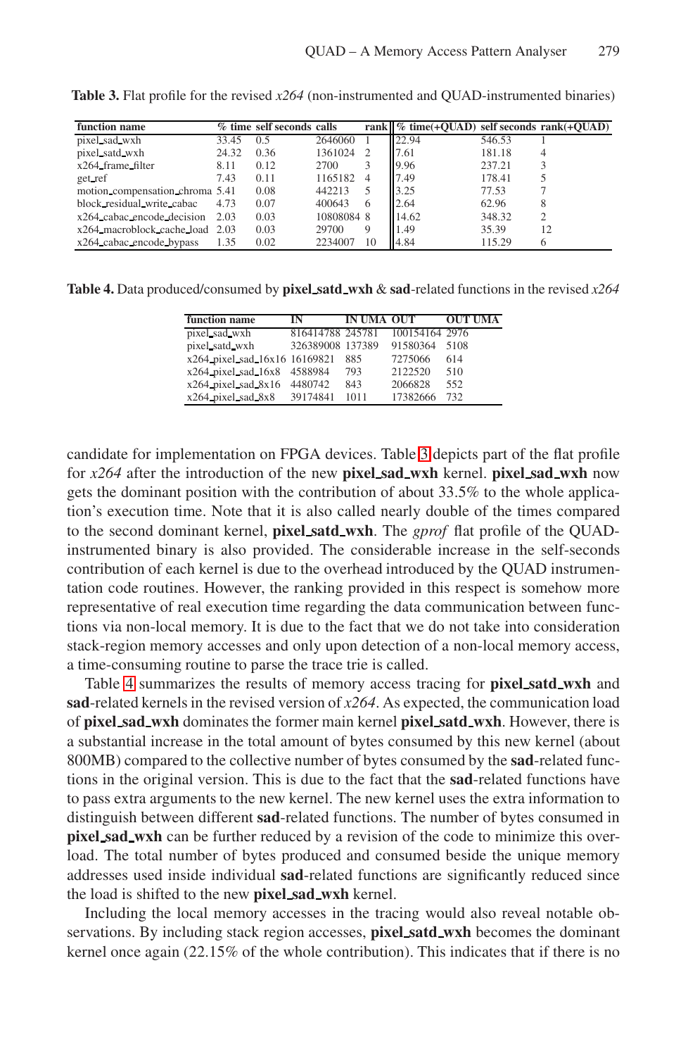**Table 3.** Flat profile for the revised *x264* (non-instrumented and QUAD-instrumented binaries)

| function name | % time | self seconds | calls | rank | % time(+QUAD) | self seconds | rank(+QUAD) |
|---|---|---|---|---|---|---|---|
| pixel_sad_wxh | 33.45 | 0.5 | 2646060 | 1 | 22.94 | 546.53 | 1 |
| pixel_satd_wxh | 24.32 | 0.36 | 1361024 | 2 | 7.61 | 181.18 | 4 |
| x264_frame_filter | 8.11 | 0.12 | 2700 | 3 | 9.96 | 237.21 | 3 |
| get_ref | 7.43 | 0.11 | 1165182 | 4 | 7.49 | 178.41 | 5 |
| motion_compensation_chroma | 5.41 | 0.08 | 442213 | 5 | 3.25 | 77.53 | 7 |
| block_residual_write_cabac | 4.73 | 0.07 | 400643 | 6 | 2.64 | 62.96 | 8 |
| x264_cabac_encode_decision | 2.03 | 0.03 | 10808084 | 8 | 14.62 | 348.32 | 2 |
| x264_macroblock_cache_load | 2.03 | 0.03 | 29700 | 9 | 1.49 | 35.39 | 12 |
| x264_cabac_encode_bypass | 1.35 | 0.02 | 2234007 | 10 | 4.84 | 115.29 | 6 |

**Table 4.** Data produced/consumed by **pixel_satd_wxh** & **sad**-related functions in the revised *x264*

| function name | IN | IN UMA | OUT | OUT UMA |
|---|---|---|---|---|
| pixel_sad_wxh | 816414788 | 245781 | 100154164 | 2976 |
| pixel_satd_wxh | 326389008 | 137389 | 91580364 | 5108 |
| x264_pixel_sad_16x16 | 16169821 | 885 | 7275066 | 614 |
| x264_pixel_sad_16x8 | 4588984 | 793 | 2122520 | 510 |
| x264_pixel_sad_8x16 | 4480742 | 843 | 2066828 | 552 |
| x264_pixel_sad_8x8 | 39174841 | 1011 | 17382666 | 732 |

candidate for implementation on FPGA devices. Table 3 depicts part of the flat profile for *x264* after the introduction of the new **pixel_sad_wxh** kernel. **pixel_sad_wxh** now gets the dominant position with the contribution of about 33.5% to the whole application's execution time. Note that it is also called nearly double of the times compared to the second dominant kernel, **pixel_satd_wxh**. The *gprof* flat profile of the QUAD-instrumented binary is also provided. The considerable increase in the self-seconds contribution of each kernel is due to the overhead introduced by the QUAD instrumentation code routines. However, the ranking provided in this respect is somehow more representative of real execution time regarding the data communication between functions via non-local memory. It is due to the fact that we do not take into consideration stack-region memory accesses and only upon detection of a non-local memory access, a time-consuming routine to parse the trace trie is called.

Table 4 summarizes the results of memory access tracing for **pixel_satd_wxh** and **sad**-related kernels in the revised version of *x264*. As expected, the communication load of **pixel_sad_wxh** dominates the former main kernel **pixel_satd_wxh**. However, there is a substantial increase in the total amount of bytes consumed by this new kernel (about 800MB) compared to the collective number of bytes consumed by the **sad**-related functions in the original version. This is due to the fact that the **sad**-related functions have to pass extra arguments to the new kernel. The new kernel uses the extra information to distinguish between different **sad**-related functions. The number of bytes consumed in **pixel_sad_wxh** can be further reduced by a revision of the code to minimize this overload. The total number of bytes produced and consumed beside the unique memory addresses used inside individual **sad**-related functions are significantly reduced since the load is shifted to the new **pixel_sad_wxh** kernel.

Including the local memory accesses in the tracing would also reveal notable observations. By including stack region accesses, **pixel_satd_wxh** becomes the dominant kernel once again (22.15% of the whole contribution). This indicates that if there is no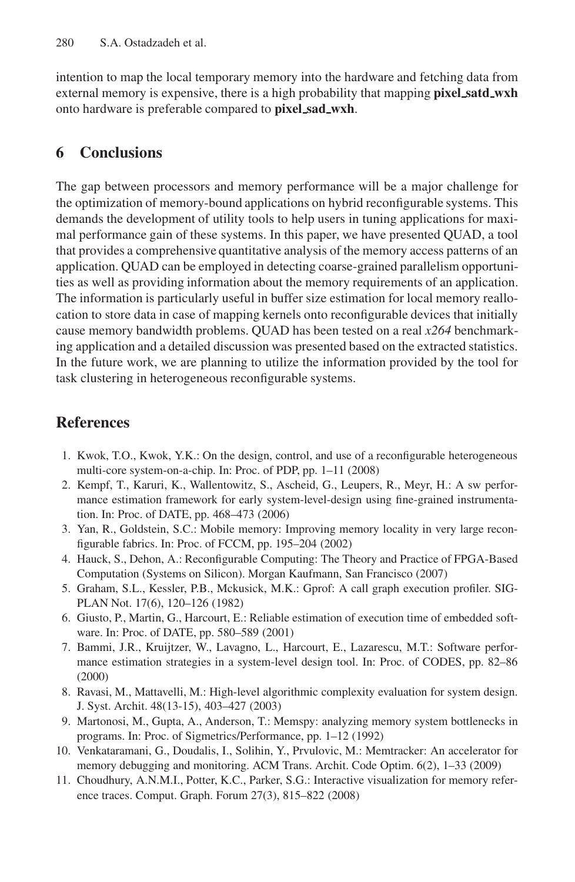intention to map the local temporary memory into the hardware and fetching data from external memory is expensive, there is a high probability that mapping **pixel_satd_wxh** onto hardware is preferable compared to **pixel_sad_wxh**.

## 6 Conclusions

The gap between processors and memory performance will be a major challenge for the optimization of memory-bound applications on hybrid reconfigurable systems. This demands the development of utility tools to help users in tuning applications for maximal performance gain of these systems. In this paper, we have presented QUAD, a tool that provides a comprehensive quantitative analysis of the memory access patterns of an application. QUAD can be employed in detecting coarse-grained parallelism opportunities as well as providing information about the memory requirements of an application. The information is particularly useful in buffer size estimation for local memory reallocation to store data in case of mapping kernels onto reconfigurable devices that initially cause memory bandwidth problems. QUAD has been tested on a real *x264* benchmarking application and a detailed discussion was presented based on the extracted statistics. In the future work, we are planning to utilize the information provided by the tool for task clustering in heterogeneous reconfigurable systems.

## References

1. Kwok, T.O., Kwok, Y.K.: On the design, control, and use of a reconfigurable heterogeneous multi-core system-on-a-chip. In: Proc. of PDP, pp. 1–11 (2008)
2. Kempf, T., Karuri, K., Wallentowitz, S., Ascheid, G., Leupers, R., Meyr, H.: A sw performance estimation framework for early system-level-design using fine-grained instrumentation. In: Proc. of DATE, pp. 468–473 (2006)
3. Yan, R., Goldstein, S.C.: Mobile memory: Improving memory locality in very large reconfigurable fabrics. In: Proc. of FCCM, pp. 195–204 (2002)
4. Hauck, S., Dehon, A.: Reconfigurable Computing: The Theory and Practice of FPGA-Based Computation (Systems on Silicon). Morgan Kaufmann, San Francisco (2007)
5. Graham, S.L., Kessler, P.B., Mckusick, M.K.: Gprof: A call graph execution profiler. SIGPLAN Not. 17(6), 120–126 (1982)
6. Giusto, P., Martin, G., Harcourt, E.: Reliable estimation of execution time of embedded software. In: Proc. of DATE, pp. 580–589 (2001)
7. Bammi, J.R., Kruijtzer, W., Lavagno, L., Harcourt, E., Lazarescu, M.T.: Software performance estimation strategies in a system-level design tool. In: Proc. of CODES, pp. 82–86 (2000)
8. Ravasi, M., Mattavelli, M.: High-level algorithmic complexity evaluation for system design. J. Syst. Archit. 48(13-15), 403–427 (2003)
9. Martonosi, M., Gupta, A., Anderson, T.: Memspy: analyzing memory system bottlenecks in programs. In: Proc. of Sigmetrics/Performance, pp. 1–12 (1992)
10. Venkataramani, G., Doudalis, I., Solihin, Y., Prvulovic, M.: Memtracker: An accelerator for memory debugging and monitoring. ACM Trans. Archit. Code Optim. 6(2), 1–33 (2009)
11. Choudhury, A.N.M.I., Potter, K.C., Parker, S.G.: Interactive visualization for memory reference traces. Comput. Graph. Forum 27(3), 815–822 (2008)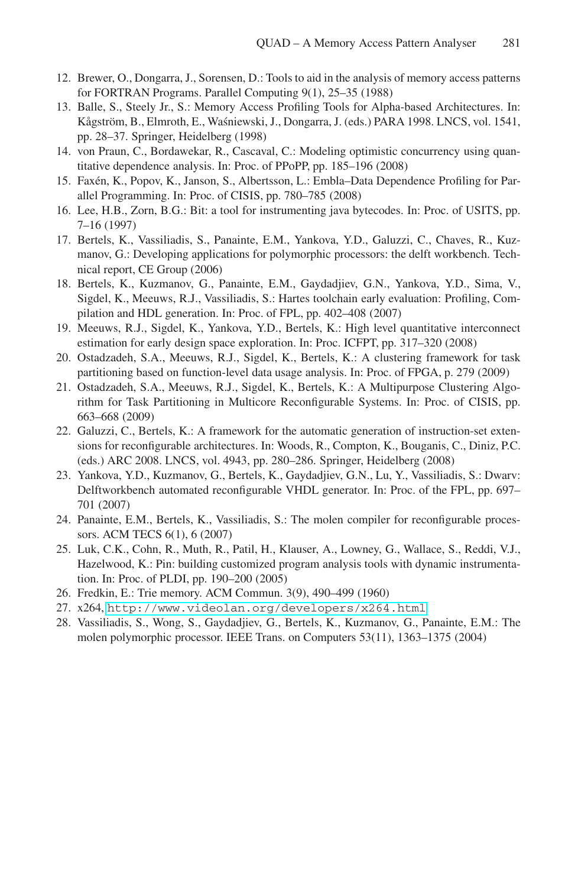12. Brewer, O., Dongarra, J., Sorensen, D.: Tools to aid in the analysis of memory access patterns for FORTRAN Programs. Parallel Computing 9(1), 25–35 (1988)
13. Balle, S., Steely Jr., S.: Memory Access Profiling Tools for Alpha-based Architectures. In: Kågström, B., Elmroth, E., Waśniewski, J., Dongarra, J. (eds.) PARA 1998. LNCS, vol. 1541, pp. 28–37. Springer, Heidelberg (1998)
14. von Praun, C., Bordawekar, R., Cascaval, C.: Modeling optimistic concurrency using quantitative dependence analysis. In: Proc. of PPoPP, pp. 185–196 (2008)
15. Faxén, K., Popov, K., Janson, S., Albertsson, L.: Embla–Data Dependence Profiling for Parallel Programming. In: Proc. of CISIS, pp. 780–785 (2008)
16. Lee, H.B., Zorn, B.G.: Bit: a tool for instrumenting java bytecodes. In: Proc. of USITS, pp. 7–16 (1997)
17. Bertels, K., Vassiliadis, S., Panainte, E.M., Yankova, Y.D., Galuzzi, C., Chaves, R., Kuzmanov, G.: Developing applications for polymorphic processors: the delft workbench. Technical report, CE Group (2006)
18. Bertels, K., Kuzmanov, G., Panainte, E.M., Gaydadjiev, G.N., Yankova, Y.D., Sima, V., Sigdel, K., Meeuws, R.J., Vassiliadis, S.: Hartes toolchain early evaluation: Profiling, Compilation and HDL generation. In: Proc. of FPL, pp. 402–408 (2007)
19. Meeuws, R.J., Sigdel, K., Yankova, Y.D., Bertels, K.: High level quantitative interconnect estimation for early design space exploration. In: Proc. ICFPT, pp. 317–320 (2008)
20. Ostadzadeh, S.A., Meeuws, R.J., Sigdel, K., Bertels, K.: A clustering framework for task partitioning based on function-level data usage analysis. In: Proc. of FPGA, p. 279 (2009)
21. Ostadzadeh, S.A., Meeuws, R.J., Sigdel, K., Bertels, K.: A Multipurpose Clustering Algorithm for Task Partitioning in Multicore Reconfigurable Systems. In: Proc. of CISIS, pp. 663–668 (2009)
22. Galuzzi, C., Bertels, K.: A framework for the automatic generation of instruction-set extensions for reconfigurable architectures. In: Woods, R., Compton, K., Bouganis, C., Diniz, P.C. (eds.) ARC 2008. LNCS, vol. 4943, pp. 280–286. Springer, Heidelberg (2008)
23. Yankova, Y.D., Kuzmanov, G., Bertels, K., Gaydadjiev, G.N., Lu, Y., Vassiliadis, S.: Dwarv: Delftworkbench automated reconfigurable VHDL generator. In: Proc. of the FPL, pp. 697–701 (2007)
24. Panainte, E.M., Bertels, K., Vassiliadis, S.: The molen compiler for reconfigurable processors. ACM TECS 6(1), 6 (2007)
25. Luk, C.K., Cohn, R., Muth, R., Patil, H., Klauser, A., Lowney, G., Wallace, S., Reddi, V.J., Hazelwood, K.: Pin: building customized program analysis tools with dynamic instrumentation. In: Proc. of PLDI, pp. 190–200 (2005)
26. Fredkin, E.: Trie memory. ACM Commun. 3(9), 490–499 (1960)
27. x264, http://www.videolan.org/developers/x264.html
28. Vassiliadis, S., Wong, S., Gaydadjiev, G., Bertels, K., Kuzmanov, G., Panainte, E.M.: The molen polymorphic processor. IEEE Trans. on Computers 53(11), 1363–1375 (2004)